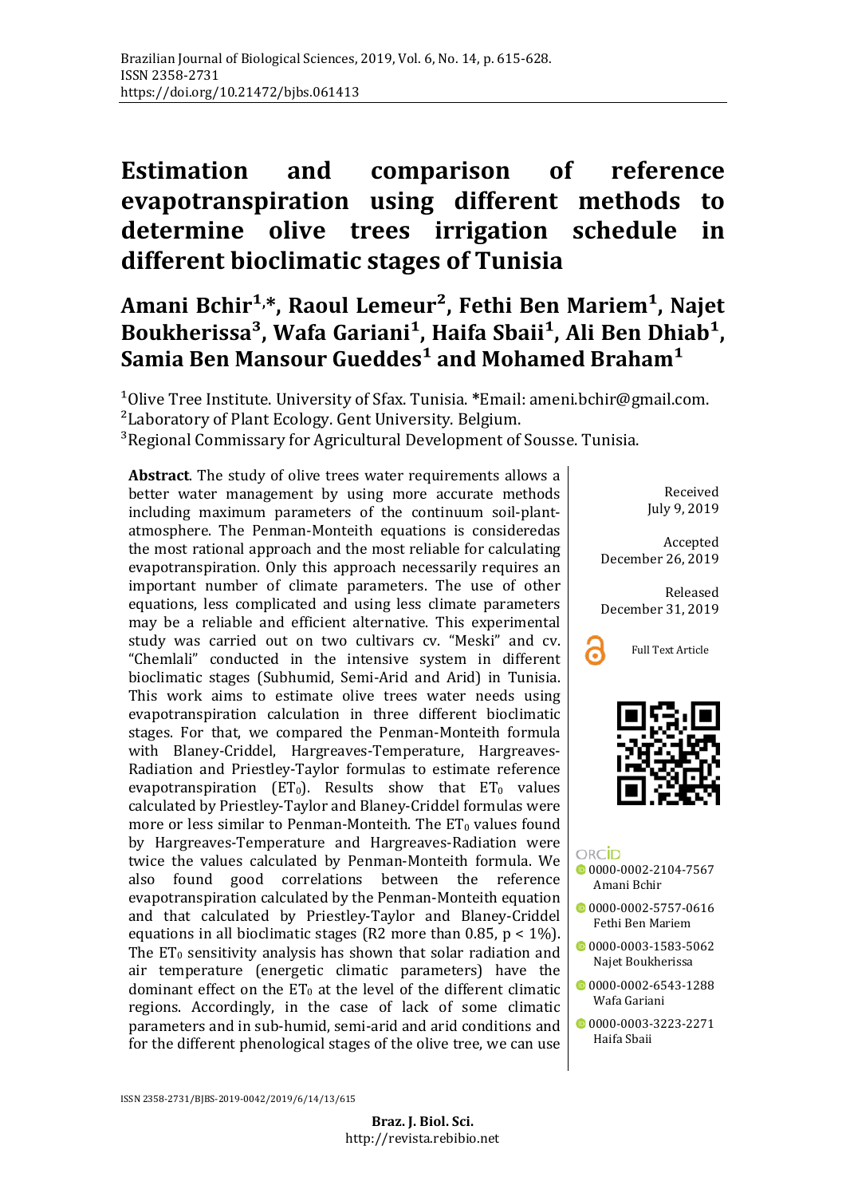# Estimation and comparison of reference evapotranspiration using different methods to determine olive trees irrigation schedule in different bioclimatic stages of Tunisia

## Amani Bchir[1,*], Raoul Lemeur[2], Fethi Ben Mariem[1], Najet Boukherissa[3], Wafa Gariani[1], Haifa Sbaii[1], Ali Ben Dhiab[1], Samia Ben Mansour Gueddes[1] and Mohamed Braham[1]

[1]Olive Tree Institute. University of Sfax. Tunisia. *Email: ameni.bchir@gmail.com.
[2]Laboratory of Plant Ecology. Gent University. Belgium.
[3]Regional Commissary for Agricultural Development of Sousse. Tunisia.

**Abstract**. The study of olive trees water requirements allows a better water management by using more accurate methods including maximum parameters of the continuum soil-plant-atmosphere. The Penman-Monteith equations is consideredas the most rational approach and the most reliable for calculating evapotranspiration. Only this approach necessarily requires an important number of climate parameters. The use of other equations, less complicated and using less climate parameters may be a reliable and efficient alternative. This experimental study was carried out on two cultivars cv. "Meski" and cv. "Chemlali" conducted in the intensive system in different bioclimatic stages (Subhumid, Semi-Arid and Arid) in Tunisia. This work aims to estimate olive trees water needs using evapotranspiration calculation in three different bioclimatic stages. For that, we compared the Penman-Monteith formula with Blaney-Criddel, Hargreaves-Temperature, Hargreaves-Radiation and Priestley-Taylor formulas to estimate reference evapotranspiration ($ET_0$). Results show that $ET_0$ values calculated by Priestley-Taylor and Blaney-Criddel formulas were more or less similar to Penman-Monteith. The $ET_0$ values found by Hargreaves-Temperature and Hargreaves-Radiation were twice the values calculated by Penman-Monteith formula. We also found good correlations between the reference evapotranspiration calculated by the Penman-Monteith equation and that calculated by Priestley-Taylor and Blaney-Criddel equations in all bioclimatic stages ($R2$ more than 0.85, $p < 1\%$). The $ET_0$ sensitivity analysis has shown that solar radiation and air temperature (energetic climatic parameters) have the dominant effect on the $ET_0$ at the level of the different climatic regions. Accordingly, in the case of lack of some climatic parameters and in sub-humid, semi-arid and arid conditions and for the different phenological stages of the olive tree, we can use

Received
July 9, 2019

Accepted
December 26, 2019

Released
December 31, 2019

Full Text Article

ORCID
0000-0002-2104-7567
Amani Bchir

0000-0002-5757-0616
Fethi Ben Mariem

0000-0003-1583-5062
Najet Boukherissa

0000-0002-6543-1288
Wafa Gariani

0000-0003-3223-2271
Haifa Sbaii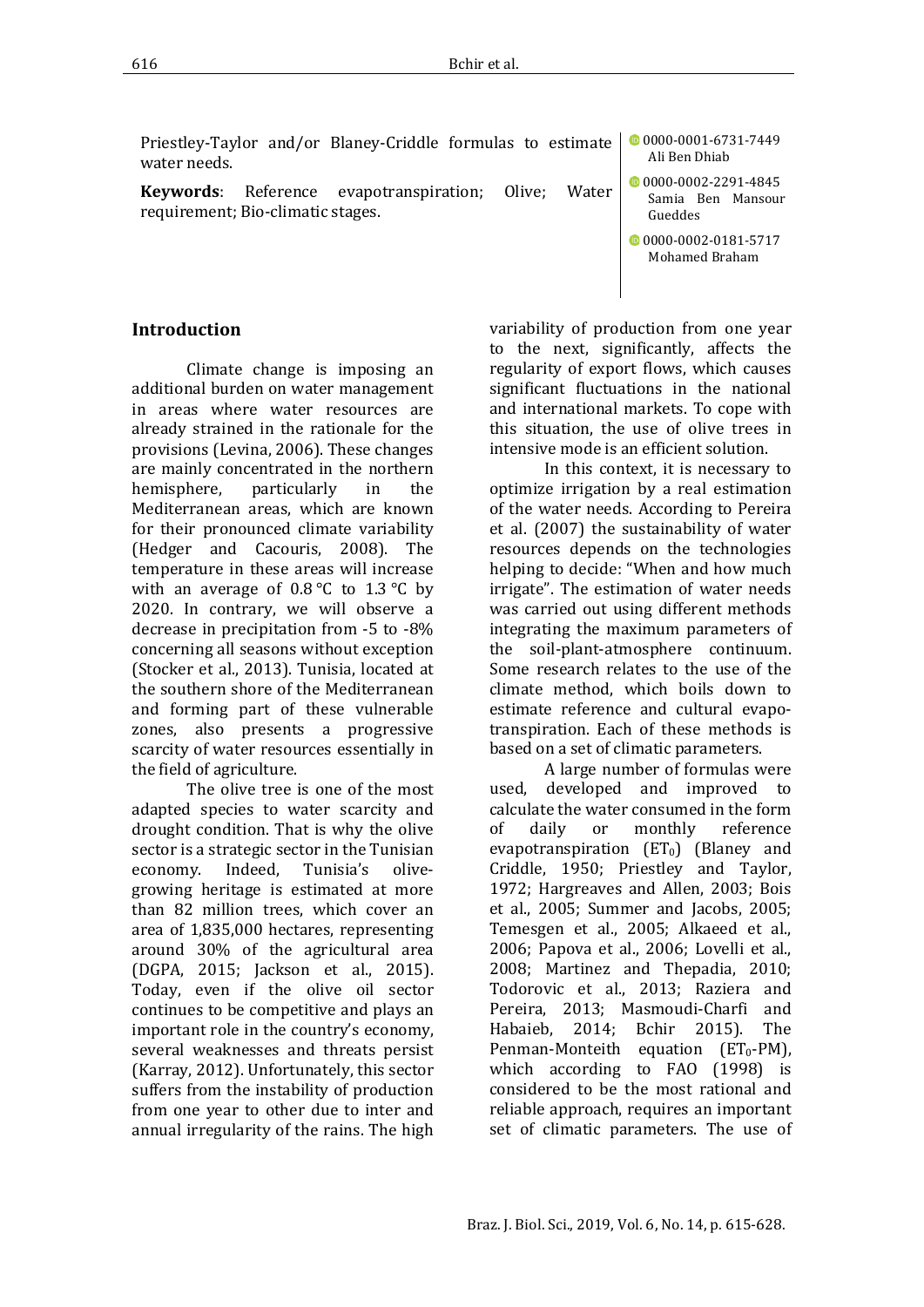Priestley-Taylor and/or Blaney-Criddle formulas to estimate water needs.

**Keywords**: Reference evapotranspiration; Olive; Water requirement; Bio-climatic stages.

0000-0001-6731-7449 Ali Ben Dhiab

0000-0002-2291-4845 Samia Ben Mansour Gueddes

0000-0002-0181-5717 Mohamed Braham

## Introduction

Climate change is imposing an additional burden on water management in areas where water resources are already strained in the rationale for the provisions (Levina, 2006). These changes are mainly concentrated in the northern hemisphere, particularly in the Mediterranean areas, which are known for their pronounced climate variability (Hedger and Cacouris, 2008). The temperature in these areas will increase with an average of 0.8 °C to 1.3 °C by 2020. In contrary, we will observe a decrease in precipitation from -5 to -8% concerning all seasons without exception (Stocker et al., 2013). Tunisia, located at the southern shore of the Mediterranean and forming part of these vulnerable zones, also presents a progressive scarcity of water resources essentially in the field of agriculture.

The olive tree is one of the most adapted species to water scarcity and drought condition. That is why the olive sector is a strategic sector in the Tunisian economy. Indeed, Tunisia's olive-growing heritage is estimated at more than 82 million trees, which cover an area of 1,835,000 hectares, representing around 30% of the agricultural area (DGPA, 2015; Jackson et al., 2015). Today, even if the olive oil sector continues to be competitive and plays an important role in the country's economy, several weaknesses and threats persist (Karray, 2012). Unfortunately, this sector suffers from the instability of production from one year to other due to inter and annual irregularity of the rains. The high variability of production from one year to the next, significantly, affects the regularity of export flows, which causes significant fluctuations in the national and international markets. To cope with this situation, the use of olive trees in intensive mode is an efficient solution.

In this context, it is necessary to optimize irrigation by a real estimation of the water needs. According to Pereira et al. (2007) the sustainability of water resources depends on the technologies helping to decide: "When and how much irrigate". The estimation of water needs was carried out using different methods integrating the maximum parameters of the soil-plant-atmosphere continuum. Some research relates to the use of the climate method, which boils down to estimate reference and cultural evapo-transpiration. Each of these methods is based on a set of climatic parameters.

A large number of formulas were used, developed and improved to calculate the water consumed in the form of daily or monthly reference evapotranspiration ($ET_0$) (Blaney and Criddle, 1950; Priestley and Taylor, 1972; Hargreaves and Allen, 2003; Bois et al., 2005; Summer and Jacobs, 2005; Temesgen et al., 2005; Alkaeed et al., 2006; Papova et al., 2006; Lovelli et al., 2008; Martinez and Thepadia, 2010; Todorovic et al., 2013; Raziera and Pereira, 2013; Masmoudi-Charfi and Habaieb, 2014; Bchir 2015). The Penman-Monteith equation ($ET_0$-PM), which according to FAO (1998) is considered to be the most rational and reliable approach, requires an important set of climatic parameters. The use of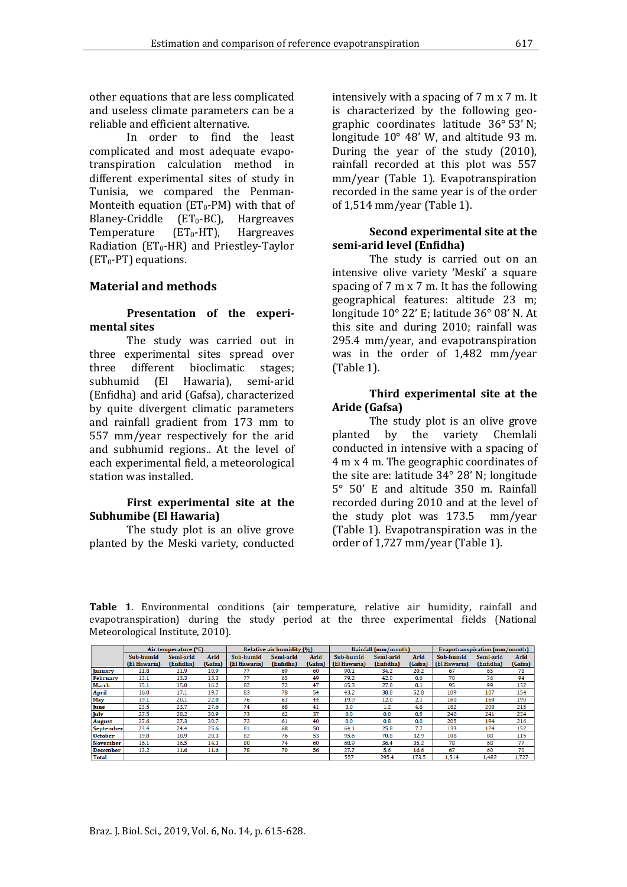other equations that are less complicated and useless climate parameters can be a reliable and efficient alternative.

In order to find the least complicated and most adequate evapotranspiration calculation method in different experimental sites of study in Tunisia, we compared the Penman-Monteith equation ($ET_0$-PM) with that of Blaney-Criddle ($ET_0$-BC), Hargreaves Temperature ($ET_0$-HT), Hargreaves Radiation ($ET_0$-HR) and Priestley-Taylor ($ET_0$-PT) equations.

## Material and methods

### Presentation of the experimental sites

The study was carried out in three experimental sites spread over three different bioclimatic stages; subhumid (El Hawaria), semi-arid (Enfidha) and arid (Gafsa), characterized by quite divergent climatic parameters and rainfall gradient from 173 mm to 557 mm/year respectively for the arid and subhumid regions.. At the level of each experimental field, a meteorological station was installed.

### First experimental site at the Subhumibe (El Hawaria)

The study plot is an olive grove planted by the Meski variety, conducted intensively with a spacing of 7 m x 7 m. It is characterized by the following geographic coordinates latitude 36° 53' N; longitude 10° 48' W, and altitude 93 m. During the year of the study (2010), rainfall recorded at this plot was 557 mm/year (Table 1). Evapotranspiration recorded in the same year is of the order of 1,514 mm/year (Table 1).

### Second experimental site at the semi-arid level (Enfidha)

The study is carried out on an intensive olive variety 'Meski' a square spacing of 7 m x 7 m. It has the following geographical features: altitude 23 m; longitude 10° 22' E; latitude 36° 08' N. At this site and during 2010; rainfall was 295.4 mm/year, and evapotranspiration was in the order of 1,482 mm/year (Table 1).

### Third experimental site at the Aride (Gafsa)

The study plot is an olive grove planted by the variety Chemlali conducted in intensive with a spacing of 4 m x 4 m. The geographic coordinates of the site are: latitude 34° 28' N; longitude 5° 50' E and altitude 350 m. Rainfall recorded during 2010 and at the level of the study plot was 173.5 mm/year (Table 1). Evapotranspiration was in the order of 1,727 mm/year (Table 1).

**Table 1**. Environmental conditions (air temperature, relative air humidity, rainfall and evapotranspiration) during the study period at the three experimental fields (National Meteorological Institute, 2010).

| | Air temperature (°C) | | | Relative air humidity (%) | | | Rainfall (mm/month) | | | Evapotranspiration (mm/month) | | |
|---|---|---|---|---|---|---|---|---|---|---|---|---|
| | Sub-humid (El Hawaria) | Semi-arid (Enfidha) | Arid (Gafsa) | Sub-humid (El Hawaria) | Semi-arid (Enfidha) | Arid (Gafsa) | Sub-humid (El Hawaria) | Semi-arid (Enfidha) | Arid (Gafsa) | Sub-humid (El Hawaria) | Semi-arid (Enfidha) | Arid (Gafsa) |
| January | 11.8 | 11.9 | 10.9 | 77 | 69 | 60 | 90.1 | 34.2 | 20.2 | 67 | 65 | 78 |
| February | 13.1 | 13.3 | 13.3 | 77 | 65 | 49 | 79.2 | 42.0 | 0.6 | 70 | 76 | 94 |
| March | 15.1 | 15.0 | 16.2 | 82 | 72 | 47 | 65.3 | 27.8 | 0.1 | 95 | 99 | 132 |
| April | 16.0 | 17.1 | 19.7 | 83 | 78 | 54 | 43.2 | 38.8 | 52.8 | 109 | 107 | 154 |
| May | 19.1 | 20.1 | 22.0 | 76 | 63 | 44 | 19.9 | 12.0 | 2.1 | 160 | 160 | 190 |
| June | 23.5 | 23.7 | 27.6 | 74 | 68 | 41 | 3.0 | 1.2 | 4.8 | 182 | 200 | 215 |
| July | 27.5 | 28.2 | 30.9 | 73 | 62 | 37 | 0.0 | 0.0 | 0.5 | 240 | 241 | 234 |
| August | 27.6 | 27.3 | 30.7 | 72 | 61 | 40 | 0.0 | 0.8 | 0.0 | 205 | 194 | 216 |
| September | 23.4 | 24.4 | 25.6 | 81 | 68 | 50 | 64.1 | 25.8 | 7.7 | 133 | 124 | 152 |
| October | 19.8 | 18.9 | 20.3 | 82 | 76 | 53 | 95.6 | 70.8 | 32.9 | 108 | 88 | 115 |
| November | 16.1 | 16.5 | 14.3 | 80 | 74 | 60 | 68.9 | 36.4 | 35.2 | 78 | 68 | 77 |
| December | 13.2 | 11.6 | 11.6 | 78 | 70 | 56 | 27.7 | 5.6 | 16.6 | 67 | 60 | 70 |
| Total | | | | | | | 557 | 295.4 | 173.5 | 1,514 | 1,482 | 1,727 |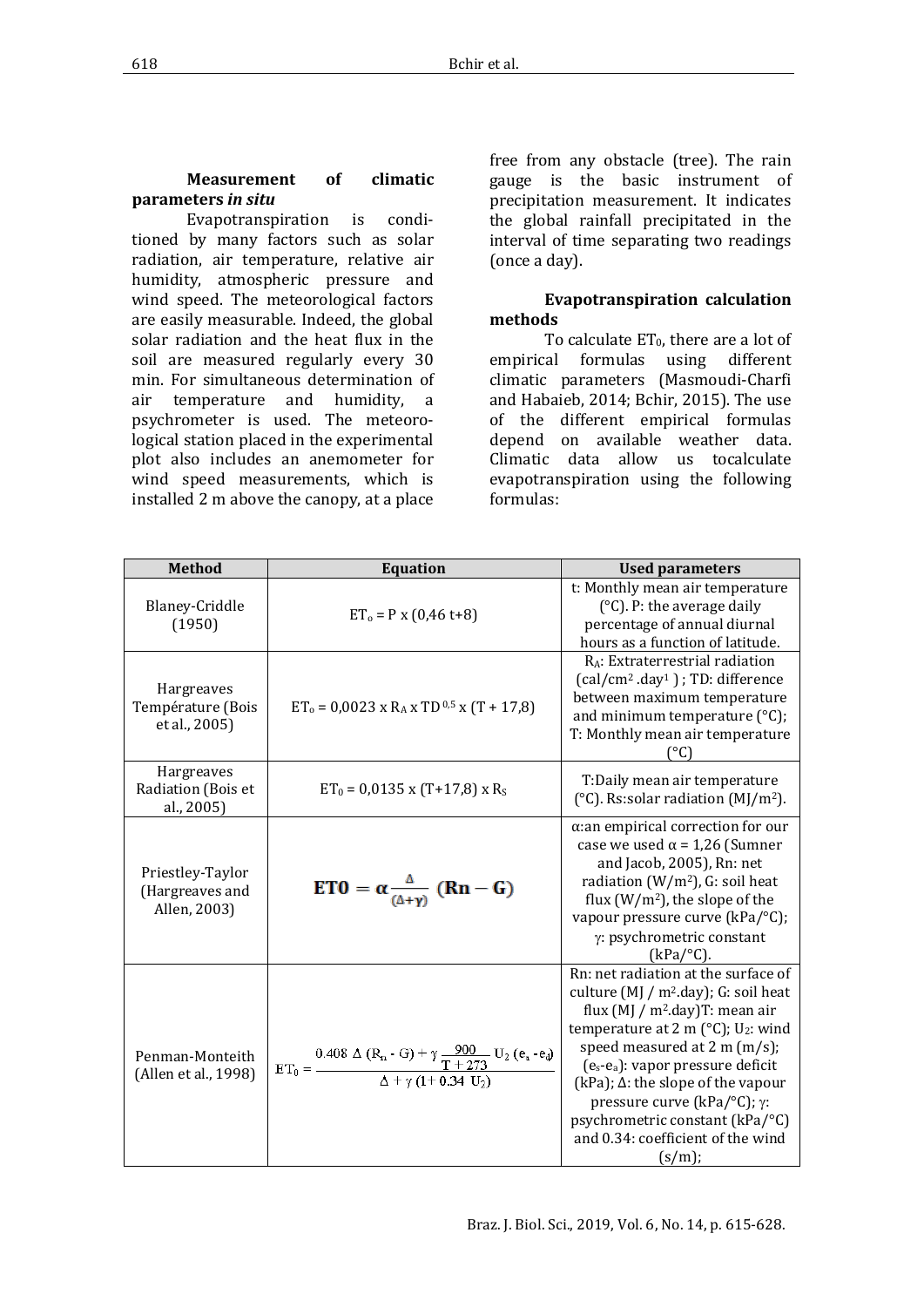**Measurement of climatic parameters *in situ***

Evapotranspiration is conditioned by many factors such as solar radiation, air temperature, relative air humidity, atmospheric pressure and wind speed. The meteorological factors are easily measurable. Indeed, the global solar radiation and the heat flux in the soil are measured regularly every 30 min. For simultaneous determination of air temperature and humidity, a psychrometer is used. The meteorological station placed in the experimental plot also includes an anemometer for wind speed measurements, which is installed 2 m above the canopy, at a place free from any obstacle (tree). The rain gauge is the basic instrument of precipitation measurement. It indicates the global rainfall precipitated in the interval of time separating two readings (once a day).

**Evapotranspiration calculation methods**

To calculate $ET_0$, there are a lot of empirical formulas using different climatic parameters (Masmoudi-Charfi and Habaieb, 2014; Bchir, 2015). The use of the different empirical formulas depend on available weather data. Climatic data allow us tocalculate evapotranspiration using the following formulas:

| Method | Equation | Used parameters |
|---|---|---|
| Blaney-Criddle (1950) | $ET_o = P \times (0{,}46\ t+8)$ | t: Monthly mean air temperature (°C). P: the average daily percentage of annual diurnal hours as a function of latitude. |
| Hargreaves Température (Bois et al., 2005) | $ET_o = 0{,}0023 \times R_A \times TD^{0,5} \times (T + 17{,}8)$ | $R_A$: Extraterrestrial radiation ($cal/cm^2 .day^1$) ; TD: difference between maximum temperature and minimum temperature (°C); T: Monthly mean air temperature (°C) |
| Hargreaves Radiation (Bois et al., 2005) | $ET_0 = 0{,}0135 \times (T+17{,}8) \times R_S$ | T:Daily mean air temperature (°C). Rs:solar radiation ($MJ/m^2$). |
| Priestley-Taylor (Hargreaves and Allen, 2003) | $\mathbf{ET0} = \alpha \frac{\Delta}{(\Delta+\gamma)} (\mathbf{Rn} - \mathbf{G})$ | α:an empirical correction for our case we used α = 1,26 (Sumner and Jacob, 2005), Rn: net radiation ($W/m^2$), G: soil heat flux ($W/m^2$), the slope of the vapour pressure curve (kPa/°C); γ: psychrometric constant (kPa/°C). |
| Penman-Monteith (Allen et al., 1998) | $ET_0 = \frac{0.408\ \Delta\ (R_n - G) + \gamma \frac{900}{T+273} U_2\ (e_s - e_a)}{\Delta + \gamma\ (1 + 0.34\ U_2)}$ | Rn: net radiation at the surface of culture (MJ / $m^2$.day); G: soil heat flux (MJ / $m^2$.day)T: mean air temperature at 2 m (°C); $U_2$: wind speed measured at 2 m (m/s); ($e_s$-$e_a$): vapor pressure deficit (kPa); Δ: the slope of the vapour pressure curve (kPa/°C); γ: psychrometric constant (kPa/°C) and 0.34: coefficient of the wind (s/m); |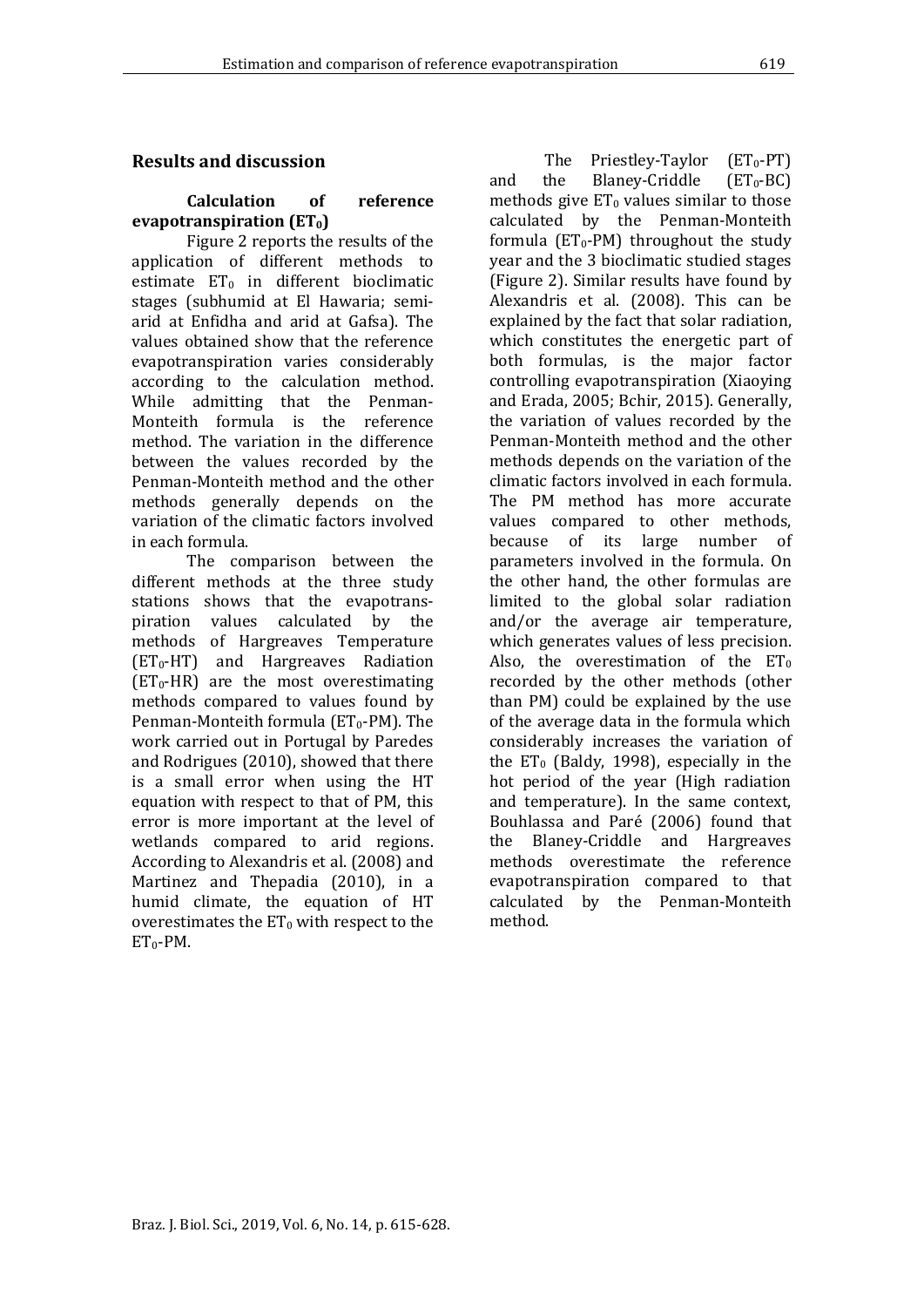## Results and discussion

### Calculation of reference evapotranspiration ($ET_0$)

Figure 2 reports the results of the application of different methods to estimate $ET_0$ in different bioclimatic stages (subhumid at El Hawaria; semi-arid at Enfidha and arid at Gafsa). The values obtained show that the reference evapotranspiration varies considerably according to the calculation method. While admitting that the Penman-Monteith formula is the reference method. The variation in the difference between the values recorded by the Penman-Monteith method and the other methods generally depends on the variation of the climatic factors involved in each formula.

The comparison between the different methods at the three study stations shows that the evapotranspiration values calculated by the methods of Hargreaves Temperature ($ET_0$-HT) and Hargreaves Radiation ($ET_0$-HR) are the most overestimating methods compared to values found by Penman-Monteith formula ($ET_0$-PM). The work carried out in Portugal by Paredes and Rodrigues (2010), showed that there is a small error when using the HT equation with respect to that of PM, this error is more important at the level of wetlands compared to arid regions. According to Alexandris et al. (2008) and Martinez and Thepadia (2010), in a humid climate, the equation of HT overestimates the $ET_0$ with respect to the $ET_0$-PM.

The Priestley-Taylor ($ET_0$-PT) and the Blaney-Criddle ($ET_0$-BC) methods give $ET_0$ values similar to those calculated by the Penman-Monteith formula ($ET_0$-PM) throughout the study year and the 3 bioclimatic studied stages (Figure 2). Similar results have found by Alexandris et al. (2008). This can be explained by the fact that solar radiation, which constitutes the energetic part of both formulas, is the major factor controlling evapotranspiration (Xiaoying and Erada, 2005; Bchir, 2015). Generally, the variation of values recorded by the Penman-Monteith method and the other methods depends on the variation of the climatic factors involved in each formula. The PM method has more accurate values compared to other methods, because of its large number of parameters involved in the formula. On the other hand, the other formulas are limited to the global solar radiation and/or the average air temperature, which generates values of less precision. Also, the overestimation of the $ET_0$ recorded by the other methods (other than PM) could be explained by the use of the average data in the formula which considerably increases the variation of the $ET_0$ (Baldy, 1998), especially in the hot period of the year (High radiation and temperature). In the same context, Bouhlassa and Paré (2006) found that the Blaney-Criddle and Hargreaves methods overestimate the reference evapotranspiration compared to that calculated by the Penman-Monteith method.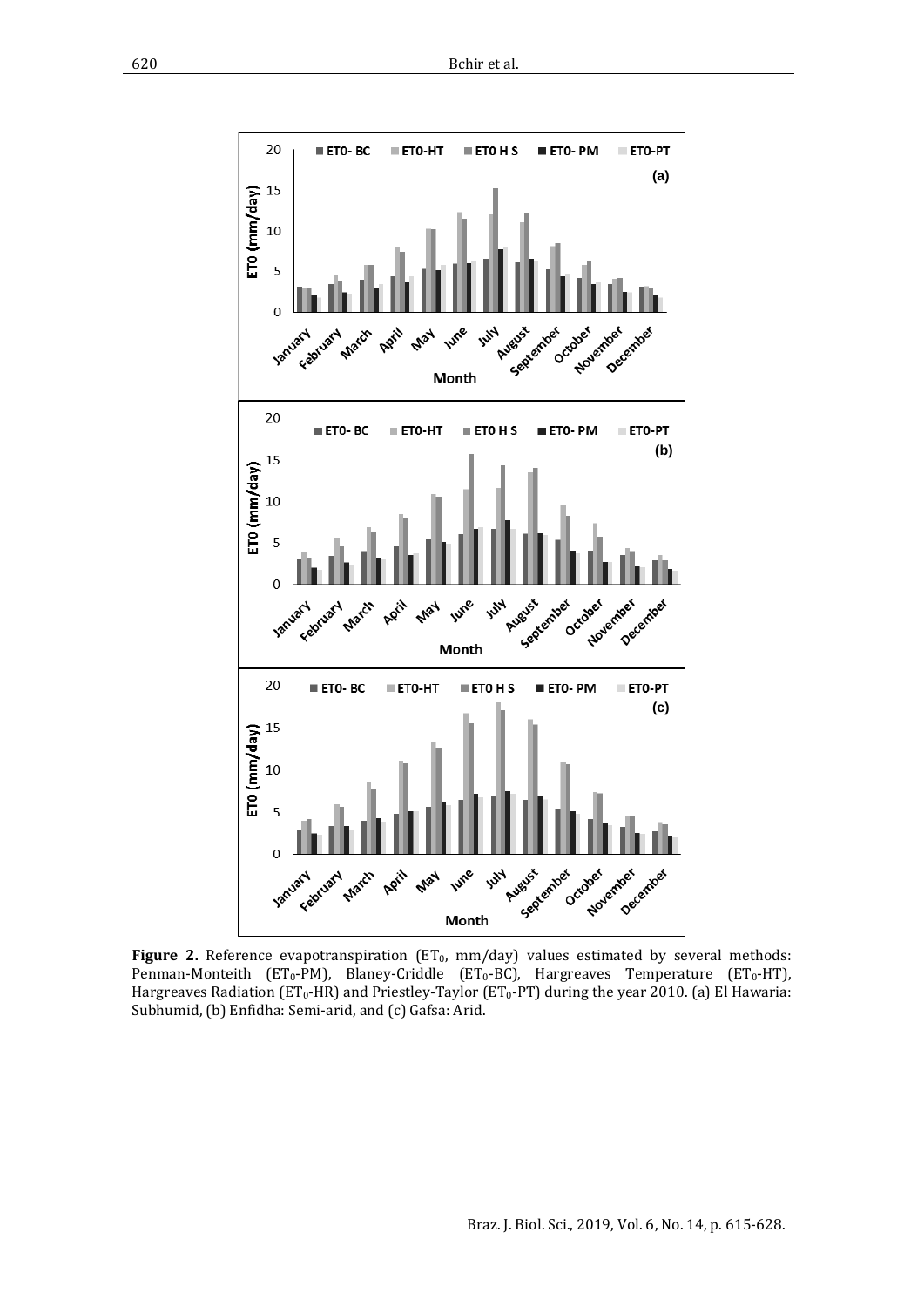**Figure 2.** Reference evapotranspiration ($ET_0$, mm/day) values estimated by several methods: Penman-Monteith ($ET_0$-PM), Blaney-Criddle ($ET_0$-BC), Hargreaves Temperature ($ET_0$-HT), Hargreaves Radiation ($ET_0$-HR) and Priestley-Taylor ($ET_0$-PT) during the year 2010. (a) El Hawaria: Subhumid, (b) Enfidha: Semi-arid, and (c) Gafsa: Arid.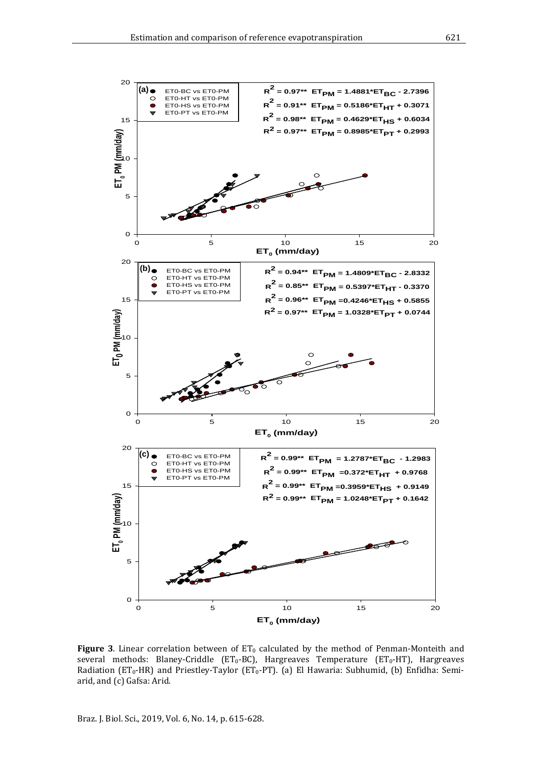**Figure 3**. Linear correlation between of $ET_0$ calculated by the method of Penman-Monteith and several methods: Blaney-Criddle ($ET_0$-BC), Hargreaves Temperature ($ET_0$-HT), Hargreaves Radiation ($ET_0$-HR) and Priestley-Taylor ($ET_0$-PT). (a) El Hawaria: Subhumid, (b) Enfidha: Semi-arid, and (c) Gafsa: Arid.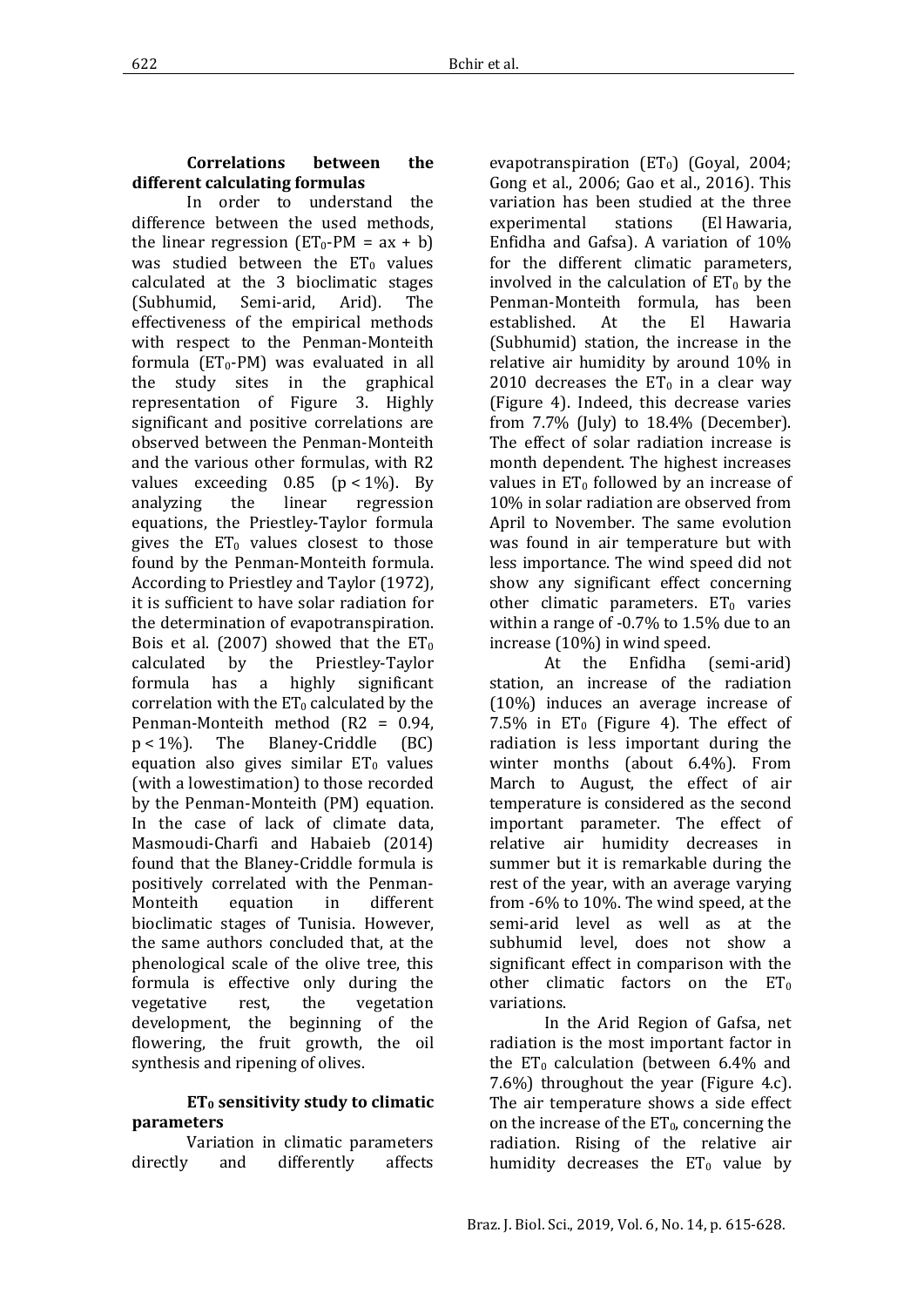### Correlations between the different calculating formulas

In order to understand the difference between the used methods, the linear regression ($ET_0$-PM = ax + b) was studied between the $ET_0$ values calculated at the 3 bioclimatic stages (Subhumid, Semi-arid, Arid). The effectiveness of the empirical methods with respect to the Penman-Monteith formula ($ET_0$-PM) was evaluated in all the study sites in the graphical representation of Figure 3. Highly significant and positive correlations are observed between the Penman-Monteith and the various other formulas, with R2 values exceeding 0.85 ($p < 1\%$). By analyzing the linear regression equations, the Priestley-Taylor formula gives the $ET_0$ values closest to those found by the Penman-Monteith formula. According to Priestley and Taylor (1972), it is sufficient to have solar radiation for the determination of evapotranspiration. Bois et al. (2007) showed that the $ET_0$ calculated by the Priestley-Taylor formula has a highly significant correlation with the $ET_0$ calculated by the Penman-Monteith method ($R2 = 0.94$, $p < 1\%$). The Blaney-Criddle (BC) equation also gives similar $ET_0$ values (with a lowestimation) to those recorded by the Penman-Monteith (PM) equation. In the case of lack of climate data, Masmoudi-Charfi and Habaieb (2014) found that the Blaney-Criddle formula is positively correlated with the Penman-Monteith equation in different bioclimatic stages of Tunisia. However, the same authors concluded that, at the phenological scale of the olive tree, this formula is effective only during the vegetative rest, the vegetation development, the beginning of the flowering, the fruit growth, the oil synthesis and ripening of olives.

### $ET_0$ sensitivity study to climatic parameters

Variation in climatic parameters directly and differently affects evapotranspiration ($ET_0$) (Goyal, 2004; Gong et al., 2006; Gao et al., 2016). This variation has been studied at the three experimental stations (El Hawaria, Enfidha and Gafsa). A variation of 10% for the different climatic parameters, involved in the calculation of $ET_0$ by the Penman-Monteith formula, has been established. At the El Hawaria (Subhumid) station, the increase in the relative air humidity by around 10% in 2010 decreases the $ET_0$ in a clear way (Figure 4). Indeed, this decrease varies from 7.7% (July) to 18.4% (December). The effect of solar radiation increase is month dependent. The highest increases values in $ET_0$ followed by an increase of 10% in solar radiation are observed from April to November. The same evolution was found in air temperature but with less importance. The wind speed did not show any significant effect concerning other climatic parameters. $ET_0$ varies within a range of -0.7% to 1.5% due to an increase (10%) in wind speed.

At the Enfidha (semi-arid) station, an increase of the radiation (10%) induces an average increase of 7.5% in $ET_0$ (Figure 4). The effect of radiation is less important during the winter months (about 6.4%). From March to August, the effect of air temperature is considered as the second important parameter. The effect of relative air humidity decreases in summer but it is remarkable during the rest of the year, with an average varying from -6% to 10%. The wind speed, at the semi-arid level as well as at the subhumid level, does not show a significant effect in comparison with the other climatic factors on the $ET_0$ variations.

In the Arid Region of Gafsa, net radiation is the most important factor in the $ET_0$ calculation (between 6.4% and 7.6%) throughout the year (Figure 4.c). The air temperature shows a side effect on the increase of the $ET_0$, concerning the radiation. Rising of the relative air humidity decreases the $ET_0$ value by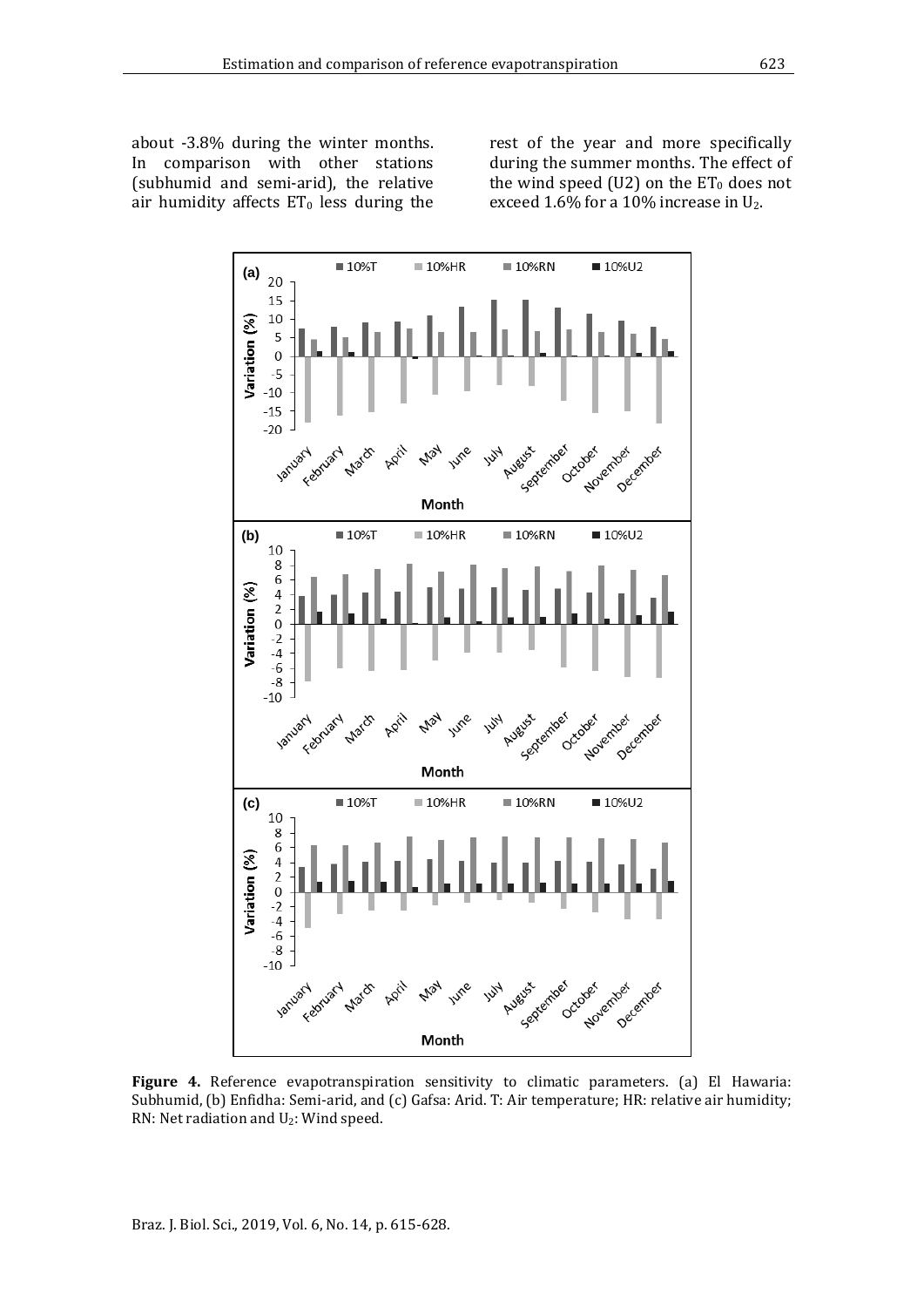about -3.8% during the winter months. In comparison with other stations (subhumid and semi-arid), the relative air humidity affects $ET_0$ less during the rest of the year and more specifically during the summer months. The effect of the wind speed (U2) on the $ET_0$ does not exceed 1.6% for a 10% increase in $U_2$.

**Figure 4.** Reference evapotranspiration sensitivity to climatic parameters. (a) El Hawaria: Subhumid, (b) Enfidha: Semi-arid, and (c) Gafsa: Arid. T: Air temperature; HR: relative air humidity; RN: Net radiation and $U_2$: Wind speed.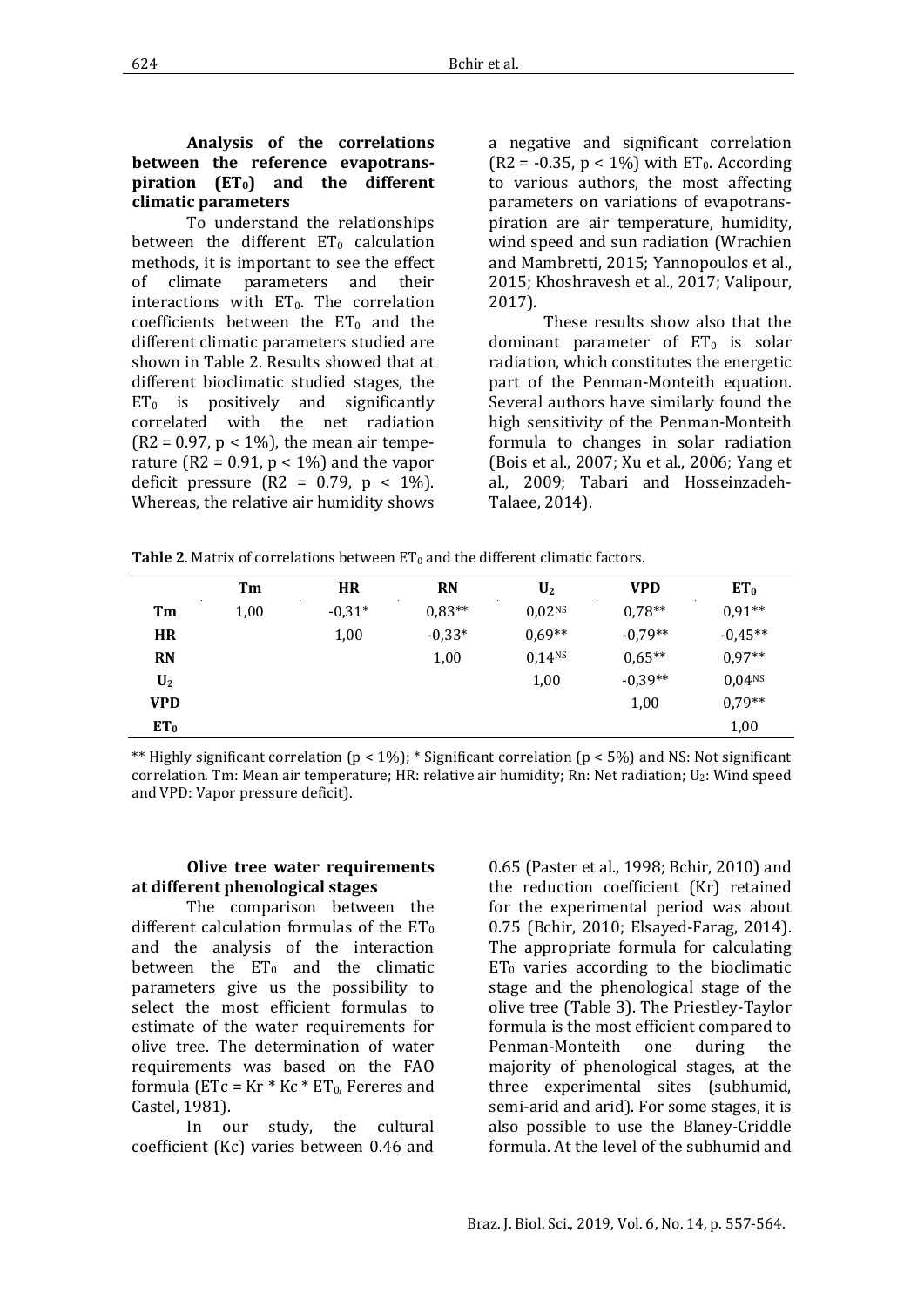**Analysis of the correlations between the reference evapotranspiration ($ET_0$) and the different climatic parameters**

To understand the relationships between the different $ET_0$ calculation methods, it is important to see the effect of climate parameters and their interactions with $ET_0$. The correlation coefficients between the $ET_0$ and the different climatic parameters studied are shown in Table 2. Results showed that at different bioclimatic studied stages, the $ET_0$ is positively and significantly correlated with the net radiation ($R2 = 0.97$, $p < 1\%$), the mean air temperature ($R2 = 0.91$, $p < 1\%$) and the vapor deficit pressure ($R2 = 0.79$, $p < 1\%$). Whereas, the relative air humidity shows a negative and significant correlation ($R2 = -0.35$, $p < 1\%$) with $ET_0$. According to various authors, the most affecting parameters on variations of evapotranspiration are air temperature, humidity, wind speed and sun radiation (Wrachien and Mambretti, 2015; Yannopoulos et al., 2015; Khoshravesh et al., 2017; Valipour, 2017).

These results show also that the dominant parameter of $ET_0$ is solar radiation, which constitutes the energetic part of the Penman-Monteith equation. Several authors have similarly found the high sensitivity of the Penman-Monteith formula to changes in solar radiation (Bois et al., 2007; Xu et al., 2006; Yang et al., 2009; Tabari and Hosseinzadeh-Talaee, 2014).

**Table 2**. Matrix of correlations between $ET_0$ and the different climatic factors.

| | Tm | HR | RN | $U_2$ | VPD | $ET_0$ |
|---|---|---|---|---|---|---|
| **Tm** | 1,00 | -0,31* | 0,83** | 0,02NS | 0,78** | 0,91** |
| **HR** | | 1,00 | -0,33* | 0,69** | -0,79** | -0,45** |
| **RN** | | | 1,00 | 0,14NS | 0,65** | 0,97** |
| **$U_2$** | | | | 1,00 | -0,39** | 0,04NS |
| **VPD** | | | | | 1,00 | 0,79** |
| **$ET_0$** | | | | | | 1,00 |

** Highly significant correlation ($p < 1\%$); * Significant correlation ($p < 5\%$) and NS: Not significant correlation. Tm: Mean air temperature; HR: relative air humidity; Rn: Net radiation; $U_2$: Wind speed and VPD: Vapor pressure deficit).

**Olive tree water requirements at different phenological stages**

The comparison between the different calculation formulas of the $ET_0$ and the analysis of the interaction between the $ET_0$ and the climatic parameters give us the possibility to select the most efficient formulas to estimate of the water requirements for olive tree. The determination of water requirements was based on the FAO formula ($ETc = Kr * Kc * ET_0$, Fereres and Castel, 1981).

In our study, the cultural coefficient (Kc) varies between 0.46 and 0.65 (Paster et al., 1998; Bchir, 2010) and the reduction coefficient (Kr) retained for the experimental period was about 0.75 (Bchir, 2010; Elsayed-Farag, 2014). The appropriate formula for calculating $ET_0$ varies according to the bioclimatic stage and the phenological stage of the olive tree (Table 3). The Priestley-Taylor formula is the most efficient compared to Penman-Monteith one during the majority of phenological stages, at the three experimental sites (subhumid, semi-arid and arid). For some stages, it is also possible to use the Blaney-Criddle formula. At the level of the subhumid and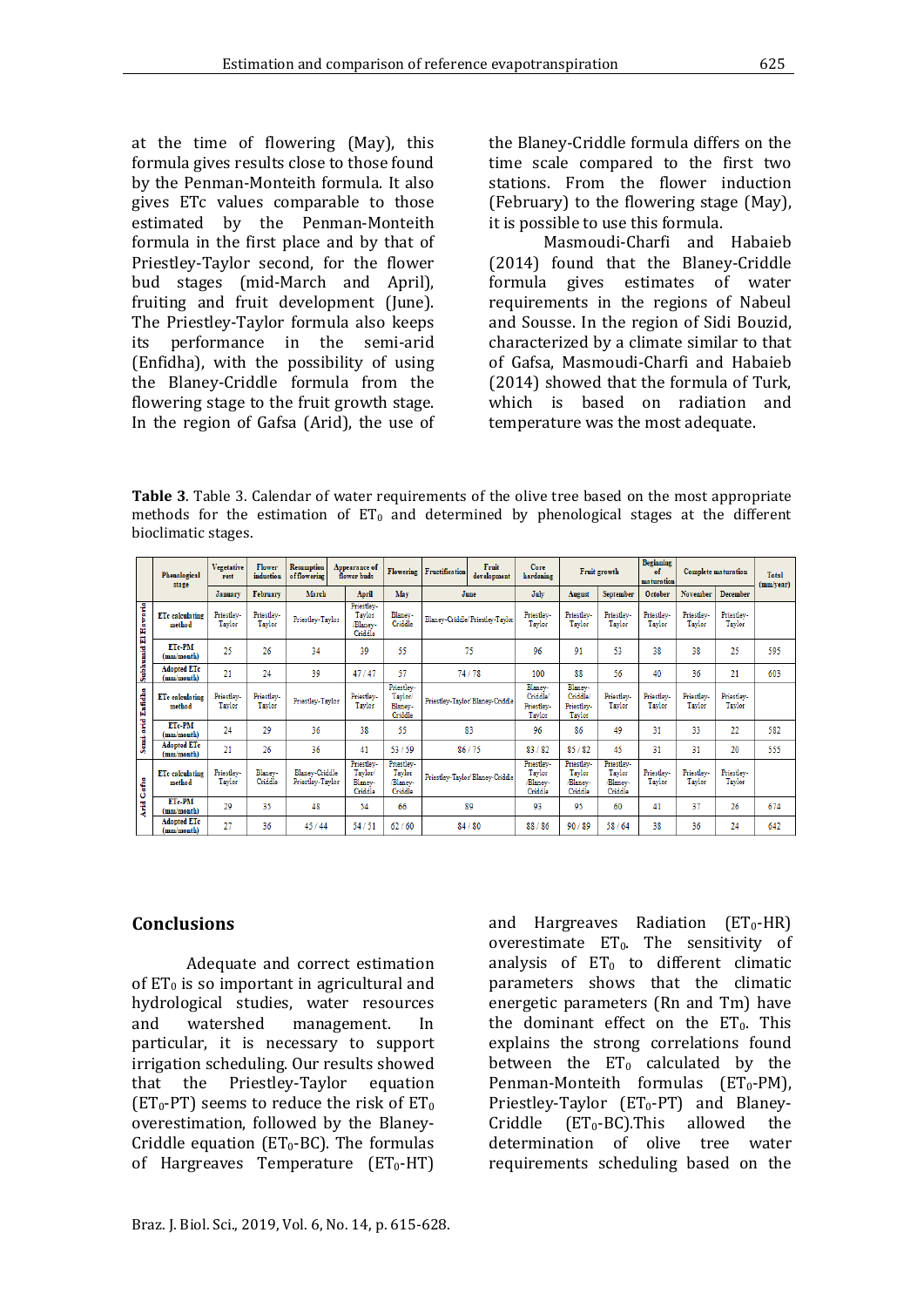at the time of flowering (May), this formula gives results close to those found by the Penman-Monteith formula. It also gives ETc values comparable to those estimated by the Penman-Monteith formula in the first place and by that of Priestley-Taylor second, for the flower bud stages (mid-March and April), fruiting and fruit development (June). The Priestley-Taylor formula also keeps its performance in the semi-arid (Enfidha), with the possibility of using the Blaney-Criddle formula from the flowering stage to the fruit growth stage. In the region of Gafsa (Arid), the use of the Blaney-Criddle formula differs on the time scale compared to the first two stations. From the flower induction (February) to the flowering stage (May), it is possible to use this formula.

Masmoudi-Charfi and Habaieb (2014) found that the Blaney-Criddle formula gives estimates of water requirements in the regions of Nabeul and Sousse. In the region of Sidi Bouzid, characterized by a climate similar to that of Gafsa, Masmoudi-Charfi and Habaieb (2014) showed that the formula of Turk, which is based on radiation and temperature was the most adequate.

**Table 3**. Table 3. Calendar of water requirements of the olive tree based on the most appropriate methods for the estimation of $ET_0$ and determined by phenological stages at the different bioclimatic stages.

| | Phenological stage | Vegetative rest | Flower induction | Resumption of flowering | Appearance of flower buds | Flowering | Fructification | Fruit development | Core hardening | Fruit growth | | Beginning of maturation | Complete maturation | | Total (mm/year) |
|---|---|---|---|---|---|---|---|---|---|---|---|---|---|---|---|
| | | January | February | March | April | May | June | | July | August | September | October | November | December | |
| Subhumid El Hawaria | ETc calculating method | Priestley-Taylor | Priestley-Taylor | Priestley-Taylor | Priestley-Taylor /Blaney-Criddle | Blaney-Criddle | Blaney-Criddle/ Priestley-Taylor | | Priestley-Taylor | Priestley-Taylor | Priestley-Taylor | Priestley-Taylor | Priestley-Taylor | Priestley-Taylor | |
| | ETc-PM (mm/month) | 25 | 26 | 34 | 39 | 55 | 75 | | 96 | 91 | 53 | 38 | 38 | 25 | 595 |
| | Adopted ETc (mm/month) | 21 | 24 | 39 | 47 / 47 | 57 | 74 / 78 | | 100 | 88 | 56 | 40 | 36 | 21 | 603 |
| Semi arid Enfidha | ETc calculating method | Priestley-Taylor | Priestley-Taylor | Priestley-Taylor | Priestley-Taylor | Priestley-Taylor/ Blaney-Criddle | Priestley-Taylor/ Blaney-Criddle | | Blaney-Criddle/ Priestley-Taylor | Blaney-Criddle/ Priestley-Taylor | Priestley-Taylor | Priestley-Taylor | Priestley-Taylor | Priestley-Taylor | |
| | ETc-PM (mm/month) | 24 | 29 | 36 | 38 | 55 | 83 | | 96 | 86 | 49 | 31 | 33 | 22 | 582 |
| | Adopted ETc (mm/month) | 21 | 26 | 36 | 41 | 53 / 59 | 86 / 75 | | 83 / 82 | 85 / 82 | 45 | 31 | 31 | 20 | 555 |
| Arid Gafsa | ETc calculating method | Priestley-Taylor | Blaney-Criddle | Blaney-Criddle Priestley-Taylor | Priestley-Taylor/ Blaney-Criddle | Priestley-Taylor /Blaney-Criddle | Priestley-Taylor/ Blaney-Criddle | | Priestley-Taylor /Blaney-Criddle | Priestley-Taylor /Blaney-Criddle | Priestley-Taylor /Blaney-Criddle | Priestley-Taylor | Priestley-Taylor | Priestley-Taylor | |
| | ETc-PM (mm/month) | 29 | 35 | 48 | 54 | 66 | 89 | | 93 | 95 | 60 | 41 | 37 | 26 | 674 |
| | Adopted ETc (mm/month) | 27 | 36 | 45 / 44 | 54 / 51 | 62 / 60 | 84 / 80 | | 88 / 86 | 90 / 89 | 58 / 64 | 38 | 36 | 24 | 642 |

## Conclusions

Adequate and correct estimation of $ET_0$ is so important in agricultural and hydrological studies, water resources and watershed management. In particular, it is necessary to support irrigation scheduling. Our results showed that the Priestley-Taylor equation ($ET_0$-PT) seems to reduce the risk of $ET_0$ overestimation, followed by the Blaney-Criddle equation ($ET_0$-BC). The formulas of Hargreaves Temperature ($ET_0$-HT) and Hargreaves Radiation ($ET_0$-HR) overestimate $ET_0$. The sensitivity of analysis of $ET_0$ to different climatic parameters shows that the climatic energetic parameters (Rn and Tm) have the dominant effect on the $ET_0$. This explains the strong correlations found between the $ET_0$ calculated by the Penman-Monteith formulas ($ET_0$-PM), Priestley-Taylor ($ET_0$-PT) and Blaney-Criddle ($ET_0$-BC).This allowed the determination of olive tree water requirements scheduling based on the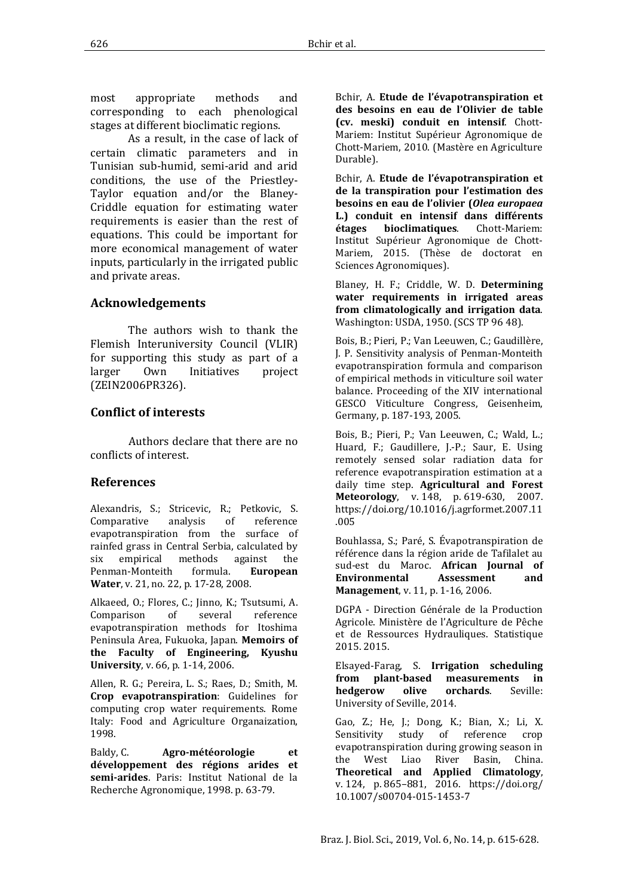most appropriate methods and corresponding to each phenological stages at different bioclimatic regions.

As a result, in the case of lack of certain climatic parameters and in Tunisian sub-humid, semi-arid and arid conditions, the use of the Priestley-Taylor equation and/or the Blaney-Criddle equation for estimating water requirements is easier than the rest of equations. This could be important for more economical management of water inputs, particularly in the irrigated public and private areas.

## Acknowledgements

The authors wish to thank the Flemish Interuniversity Council (VLIR) for supporting this study as part of a larger Own Initiatives project (ZEIN2006PR326).

## Conflict of interests

Authors declare that there are no conflicts of interest.

## References

Alexandris, S.; Stricevic, R.; Petkovic, S. Comparative analysis of reference evapotranspiration from the surface of rainfed grass in Central Serbia, calculated by six empirical methods against the Penman-Monteith formula. **European Water**, v. 21, no. 22, p. 17-28, 2008.

Alkaeed, O.; Flores, C.; Jinno, K.; Tsutsumi, A. Comparison of several reference evapotranspiration methods for Itoshima Peninsula Area, Fukuoka, Japan. **Memoirs of the Faculty of Engineering, Kyushu University**, v. 66, p. 1-14, 2006.

Allen, R. G.; Pereira, L. S.; Raes, D.; Smith, M. **Crop evapotranspiration**: Guidelines for computing crop water requirements. Rome Italy: Food and Agriculture Organaization, 1998.

Baldy, C. **Agro-météorologie et développement des régions arides et semi-arides**. Paris: Institut National de la Recherche Agronomique, 1998. p. 63-79.

Bchir, A. **Etude de l'évapotranspiration et des besoins en eau de l'Olivier de table (cv. meski) conduit en intensif**. Chott-Mariem: Institut Supérieur Agronomique de Chott-Mariem, 2010. (Mastère en Agriculture Durable).

Bchir, A. **Etude de l'évapotranspiration et de la transpiration pour l'estimation des besoins en eau de l'olivier (*Olea europaea* L.) conduit en intensif dans différents étages bioclimatiques**. Chott-Mariem: Institut Supérieur Agronomique de Chott-Mariem, 2015. (Thèse de doctorat en Sciences Agronomiques).

Blaney, H. F.; Criddle, W. D. **Determining water requirements in irrigated areas from climatologically and irrigation data**. Washington: USDA, 1950. (SCS TP 96 48).

Bois, B.; Pieri, P.; Van Leeuwen, C.; Gaudillère, J. P. Sensitivity analysis of Penman-Monteith evapotranspiration formula and comparison of empirical methods in viticulture soil water balance. Proceeding of the XIV international GESCO Viticulture Congress, Geisenheim, Germany, p. 187-193, 2005.

Bois, B.; Pieri, P.; Van Leeuwen, C.; Wald, L.; Huard, F.; Gaudillere, J.-P.; Saur, E. Using remotely sensed solar radiation data for reference evapotranspiration estimation at a daily time step. **Agricultural and Forest Meteorology**, v. 148, p. 619-630, 2007. https://doi.org/10.1016/j.agrformet.2007.11.005

Bouhlassa, S.; Paré, S. Évapotranspiration de référence dans la région aride de Tafilalet au sud-est du Maroc. **African Journal of Environmental Assessment and Management**, v. 11, p. 1-16, 2006.

DGPA - Direction Générale de la Production Agricole. Ministère de l'Agriculture de Pêche et de Ressources Hydrauliques. Statistique 2015. 2015.

Elsayed-Farag, S. **Irrigation scheduling from plant-based measurements in hedgerow olive orchards**. Seville: University of Seville, 2014.

Gao, Z.; He, J.; Dong, K.; Bian, X.; Li, X. Sensitivity study of reference crop evapotranspiration during growing season in the West Liao River Basin, China. **Theoretical and Applied Climatology**, v. 124, p. 865–881, 2016. https://doi.org/10.1007/s00704-015-1453-7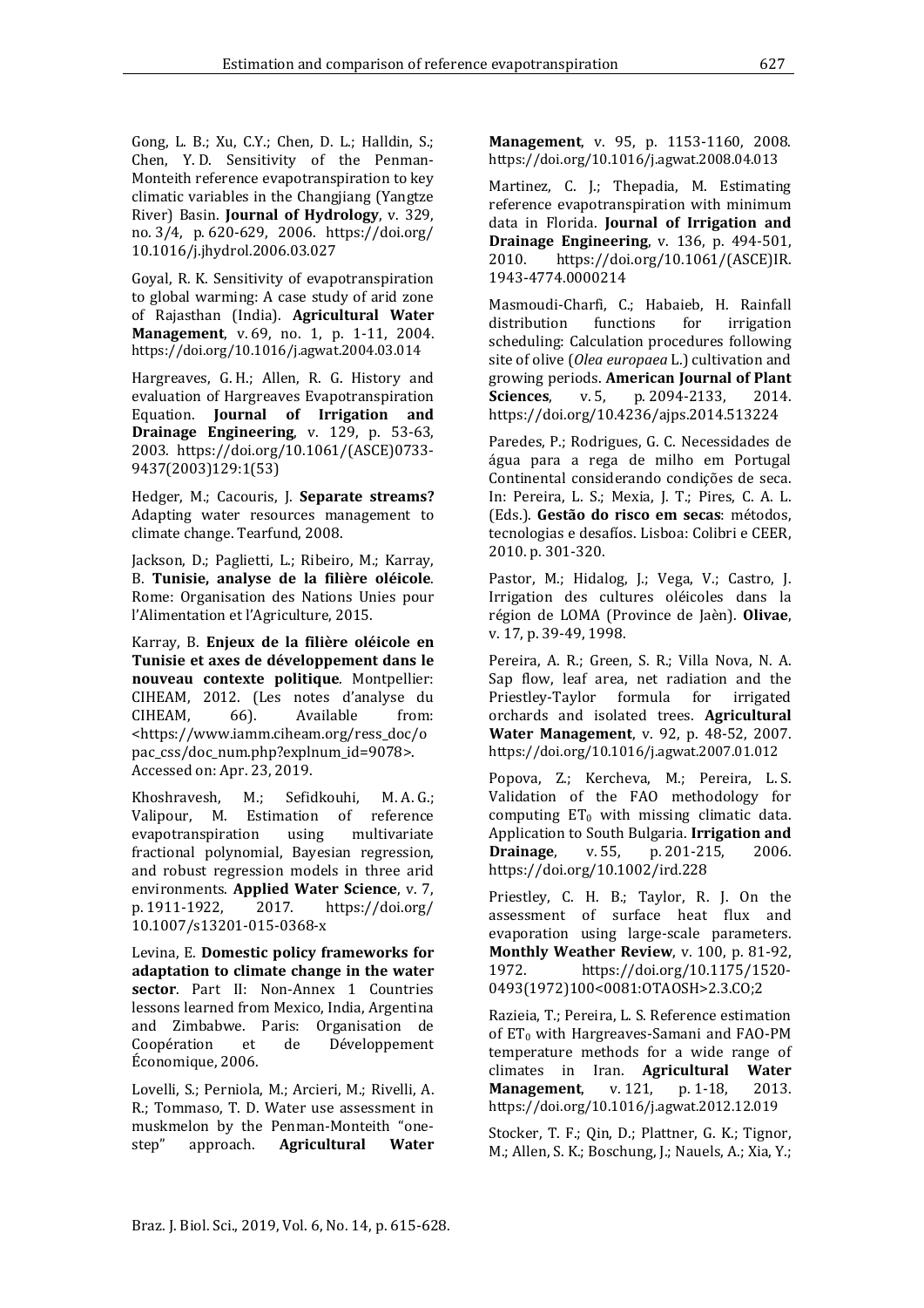Gong, L. B.; Xu, C.Y.; Chen, D. L.; Halldin, S.; Chen, Y. D. Sensitivity of the Penman-Monteith reference evapotranspiration to key climatic variables in the Changjiang (Yangtze River) Basin. **Journal of Hydrology**, v. 329, no. 3/4, p. 620-629, 2006. https://doi.org/10.1016/j.jhydrol.2006.03.027

Goyal, R. K. Sensitivity of evapotranspiration to global warming: A case study of arid zone of Rajasthan (India). **Agricultural Water Management**, v. 69, no. 1, p. 1-11, 2004. https://doi.org/10.1016/j.agwat.2004.03.014

Hargreaves, G. H.; Allen, R. G. History and evaluation of Hargreaves Evapotranspiration Equation. **Journal of Irrigation and Drainage Engineering**, v. 129, p. 53-63, 2003. https://doi.org/10.1061/(ASCE)0733-9437(2003)129:1(53)

Hedger, M.; Cacouris, J. **Separate streams?** Adapting water resources management to climate change. Tearfund, 2008.

Jackson, D.; Paglietti, L.; Ribeiro, M.; Karray, B. **Tunisie, analyse de la filière oléicole**. Rome: Organisation des Nations Unies pour l'Alimentation et l'Agriculture, 2015.

Karray, B. **Enjeux de la filière oléicole en Tunisie et axes de développement dans le nouveau contexte politique**. Montpellier: CIHEAM, 2012. (Les notes d'analyse du CIHEAM, 66). Available from: <https://www.iamm.ciheam.org/ress_doc/opac_css/doc_num.php?explnum_id=9078>. Accessed on: Apr. 23, 2019.

Khoshravesh, M.; Sefidkouhi, M. A. G.; Valipour, M. Estimation of reference evapotranspiration using multivariate fractional polynomial, Bayesian regression, and robust regression models in three arid environments. **Applied Water Science**, v. 7, p. 1911-1922, 2017. https://doi.org/10.1007/s13201-015-0368-x

Levina, E. **Domestic policy frameworks for adaptation to climate change in the water sector**. Part II: Non-Annex 1 Countries lessons learned from Mexico, India, Argentina and Zimbabwe. Paris: Organisation de Coopération et de Développement Économique, 2006.

Lovelli, S.; Perniola, M.; Arcieri, M.; Rivelli, A. R.; Tommaso, T. D. Water use assessment in muskmelon by the Penman-Monteith "one-step" approach. **Agricultural Water Management**, v. 95, p. 1153-1160, 2008. https://doi.org/10.1016/j.agwat.2008.04.013

Martinez, C. J.; Thepadia, M. Estimating reference evapotranspiration with minimum data in Florida. **Journal of Irrigation and Drainage Engineering**, v. 136, p. 494-501, 2010. https://doi.org/10.1061/(ASCE)IR.1943-4774.0000214

Masmoudi-Charfi, C.; Habaieb, H. Rainfall distribution functions for irrigation scheduling: Calculation procedures following site of olive (*Olea europaea* L.) cultivation and growing periods. **American Journal of Plant Sciences**, v. 5, p. 2094-2133, 2014. https://doi.org/10.4236/ajps.2014.513224

Paredes, P.; Rodrigues, G. C. Necessidades de água para a rega de milho em Portugal Continental considerando condições de seca. In: Pereira, L. S.; Mexia, J. T.; Pires, C. A. L. (Eds.). **Gestão do risco em secas**: métodos, tecnologias e desafios. Lisboa: Colibri e CEER, 2010. p. 301-320.

Pastor, M.; Hidalog, J.; Vega, V.; Castro, J. Irrigation des cultures oléicoles dans la région de LOMA (Province de Jaèn). **Olivae**, v. 17, p. 39-49, 1998.

Pereira, A. R.; Green, S. R.; Villa Nova, N. A. Sap flow, leaf area, net radiation and the Priestley-Taylor formula for irrigated orchards and isolated trees. **Agricultural Water Management**, v. 92, p. 48-52, 2007. https://doi.org/10.1016/j.agwat.2007.01.012

Popova, Z.; Kercheva, M.; Pereira, L. S. Validation of the FAO methodology for computing $ET_0$ with missing climatic data. Application to South Bulgaria. **Irrigation and Drainage**, v. 55, p. 201-215, 2006. https://doi.org/10.1002/ird.228

Priestley, C. H. B.; Taylor, R. J. On the assessment of surface heat flux and evaporation using large-scale parameters. **Monthly Weather Review**, v. 100, p. 81-92, 1972. https://doi.org/10.1175/1520-0493(1972)100<0081:OTAOSH>2.3.CO;2

Razieia, T.; Pereira, L. S. Reference estimation of $ET_0$ with Hargreaves-Samani and FAO-PM temperature methods for a wide range of climates in Iran. **Agricultural Water Management**, v. 121, p. 1-18, 2013. https://doi.org/10.1016/j.agwat.2012.12.019

Stocker, T. F.; Qin, D.; Plattner, G. K.; Tignor, M.; Allen, S. K.; Boschung, J.; Nauels, A.; Xia, Y.;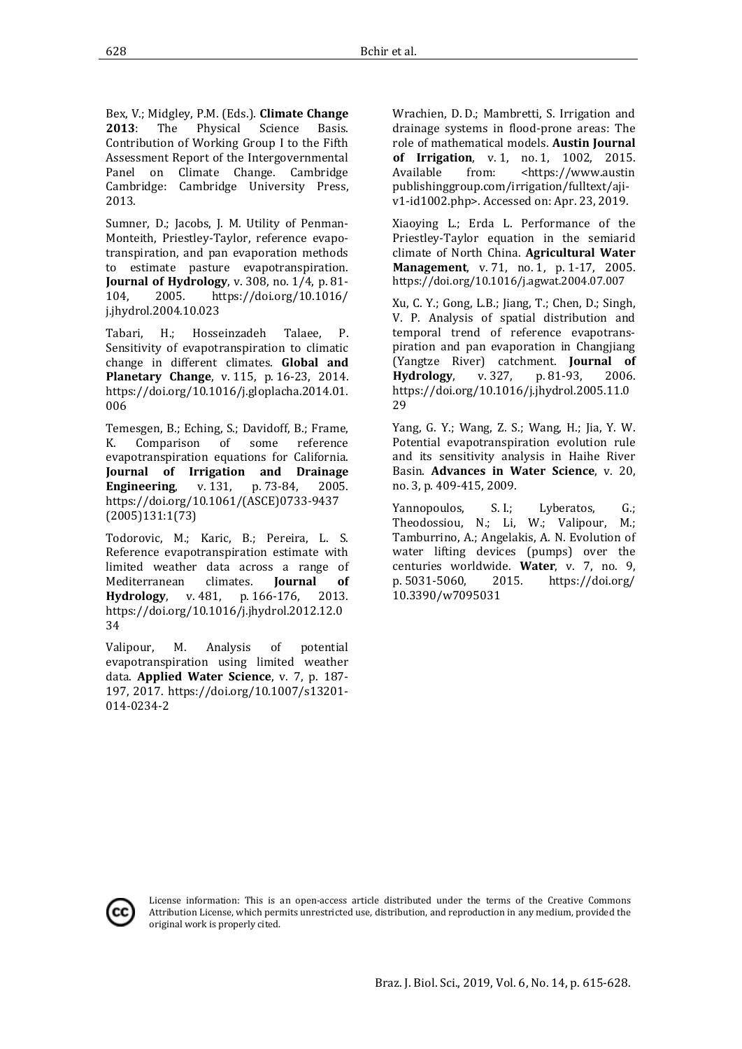Bex, V.; Midgley, P.M. (Eds.). **Climate Change 2013**: The Physical Science Basis. Contribution of Working Group I to the Fifth Assessment Report of the Intergovernmental Panel on Climate Change. Cambridge Cambridge: Cambridge University Press, 2013.

Sumner, D.; Jacobs, J. M. Utility of Penman-Monteith, Priestley-Taylor, reference evapotranspiration, and pan evaporation methods to estimate pasture evapotranspiration. **Journal of Hydrology**, v. 308, no. 1/4, p. 81-104, 2005. https://doi.org/10.1016/j.jhydrol.2004.10.023

Tabari, H.; Hosseinzadeh Talaee, P. Sensitivity of evapotranspiration to climatic change in different climates. **Global and Planetary Change**, v. 115, p. 16-23, 2014. https://doi.org/10.1016/j.gloplacha.2014.01.006

Temesgen, B.; Eching, S.; Davidoff, B.; Frame, K. Comparison of some reference evapotranspiration equations for California. **Journal of Irrigation and Drainage Engineering**, v. 131, p. 73-84, 2005. https://doi.org/10.1061/(ASCE)0733-9437(2005)131:1(73)

Todorovic, M.; Karic, B.; Pereira, L. S. Reference evapotranspiration estimate with limited weather data across a range of Mediterranean climates. **Journal of Hydrology**, v. 481, p. 166-176, 2013. https://doi.org/10.1016/j.jhydrol.2012.12.034

Valipour, M. Analysis of potential evapotranspiration using limited weather data. **Applied Water Science**, v. 7, p. 187-197, 2017. https://doi.org/10.1007/s13201-014-0234-2

Wrachien, D. D.; Mambretti, S. Irrigation and drainage systems in flood-prone areas: The role of mathematical models. **Austin Journal of Irrigation**, v. 1, no. 1, 1002, 2015. Available from: <https://www.austinpublishinggroup.com/irrigation/fulltext/aji-v1-id1002.php>. Accessed on: Apr. 23, 2019.

Xiaoying L.; Erda L. Performance of the Priestley-Taylor equation in the semiarid climate of North China. **Agricultural Water Management**, v. 71, no. 1, p. 1-17, 2005. https://doi.org/10.1016/j.agwat.2004.07.007

Xu, C. Y.; Gong, L.B.; Jiang, T.; Chen, D.; Singh, V. P. Analysis of spatial distribution and temporal trend of reference evapotranspiration and pan evaporation in Changjiang (Yangtze River) catchment. **Journal of Hydrology**, v. 327, p. 81-93, 2006. https://doi.org/10.1016/j.jhydrol.2005.11.029

Yang, G. Y.; Wang, Z. S.; Wang, H.; Jia, Y. W. Potential evapotranspiration evolution rule and its sensitivity analysis in Haihe River Basin. **Advances in Water Science**, v. 20, no. 3, p. 409-415, 2009.

Yannopoulos, S. I.; Lyberatos, G.; Theodossiou, N.; Li, W.; Valipour, M.; Tamburrino, A.; Angelakis, A. N. Evolution of water lifting devices (pumps) over the centuries worldwide. **Water**, v. 7, no. 9, p. 5031-5060, 2015. https://doi.org/10.3390/w7095031

License information: This is an open-access article distributed under the terms of the Creative Commons Attribution License, which permits unrestricted use, distribution, and reproduction in any medium, provided the original work is properly cited.